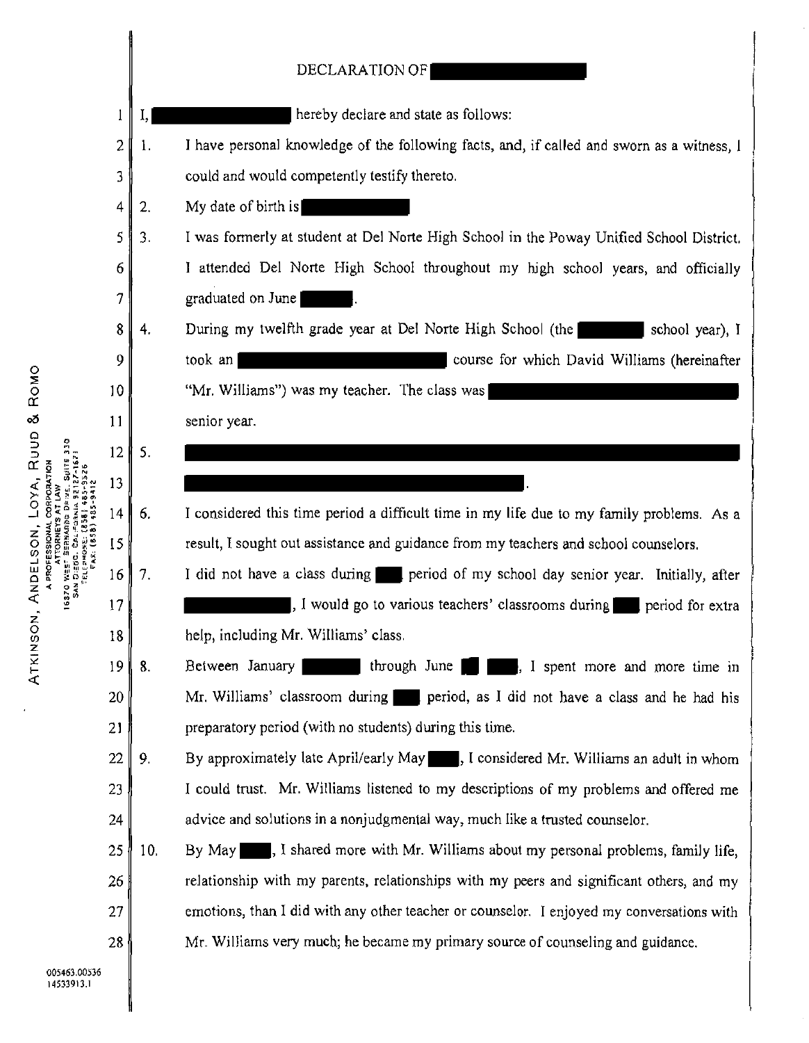DECLARATION OF [REDACTED]

I, [REDACTED] hereby declare and state as follows:

1. I have personal knowledge of the following facts, and, if called and sworn as a witness, I could and would competently testify thereto.

2. My date of birth is [REDACTED]

3. I was formerly at student at Del Norte High School in the Poway Unified School District. I attended Del Norte High School throughout my high school years, and officially graduated on June [REDACTED].

4. During my twelfth grade year at Del Norte High School (the [REDACTED] school year), I took an [REDACTED] course for which David Williams (hereinafter "Mr. Williams") was my teacher. The class was [REDACTED] senior year.

5. [REDACTED].

6. I considered this time period a difficult time in my life due to my family problems. As a result, I sought out assistance and guidance from my teachers and school counselors.

7. I did not have a class during [REDACTED] period of my school day senior year. Initially, after [REDACTED], I would go to various teachers' classrooms during [REDACTED] period for extra help, including Mr. Williams' class.

8. Between January [REDACTED] through June [REDACTED] [REDACTED], I spent more and more time in Mr. Williams' classroom during [REDACTED] period, as I did not have a class and he had his preparatory period (with no students) during this time.

9. By approximately late April/early May [REDACTED], I considered Mr. Williams an adult in whom I could trust. Mr. Williams listened to my descriptions of my problems and offered me advice and solutions in a nonjudgmental way, much like a trusted counselor.

10. By May [REDACTED], I shared more with Mr. Williams about my personal problems, family life, relationship with my parents, relationships with my peers and significant others, and my emotions, than I did with any other teacher or counselor. I enjoyed my conversations with Mr. Williams very much; he became my primary source of counseling and guidance.

005463.00536
14533913.1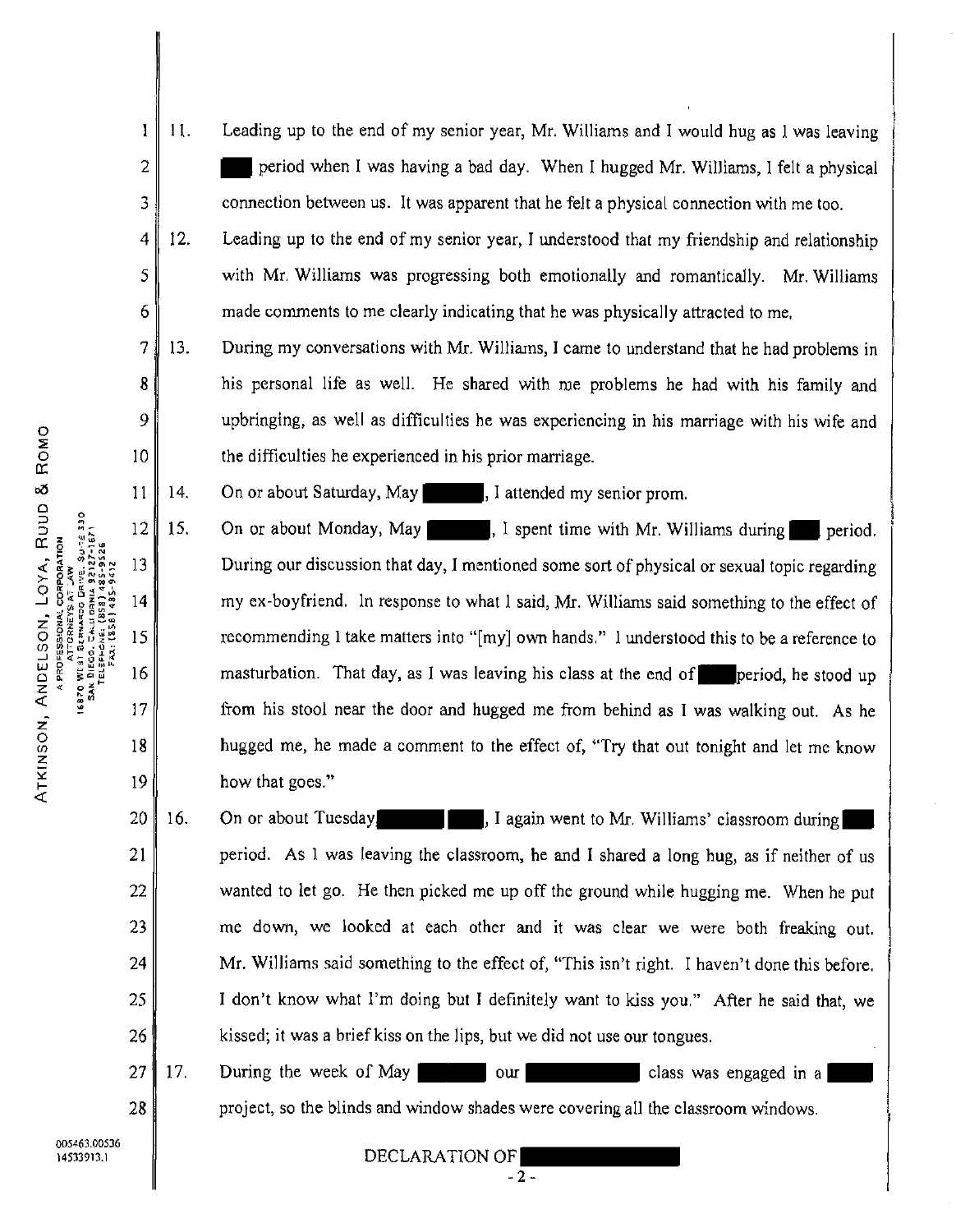11. Leading up to the end of my senior year, Mr. Williams and I would hug as I was leaving ███ period when I was having a bad day. When I hugged Mr. Williams, I felt a physical connection between us. It was apparent that he felt a physical connection with me too.

12. Leading up to the end of my senior year, I understood that my friendship and relationship with Mr. Williams was progressing both emotionally and romantically. Mr. Williams made comments to me clearly indicating that he was physically attracted to me.

13. During my conversations with Mr. Williams, I came to understand that he had problems in his personal life as well. He shared with me problems he had with his family and upbringing, as well as difficulties he was experiencing in his marriage with his wife and the difficulties he experienced in his prior marriage.

14. On or about Saturday, May ███, I attended my senior prom.

15. On or about Monday, May ███, I spent time with Mr. Williams during ███ period. During our discussion that day, I mentioned some sort of physical or sexual topic regarding my ex-boyfriend. In response to what I said, Mr. Williams said something to the effect of recommending I take matters into "[my] own hands." I understood this to be a reference to masturbation. That day, as I was leaving his class at the end of ███ period, he stood up from his stool near the door and hugged me from behind as I was walking out. As he hugged me, he made a comment to the effect of, "Try that out tonight and let me know how that goes."

16. On or about Tuesday ███ ███, I again went to Mr. Williams' classroom during ███ period. As I was leaving the classroom, he and I shared a long hug, as if neither of us wanted to let go. He then picked me up off the ground while hugging me. When he put me down, we looked at each other and it was clear we were both freaking out. Mr. Williams said something to the effect of, "This isn't right. I haven't done this before. I don't know what I'm doing but I definitely want to kiss you." After he said that, we kissed; it was a brief kiss on the lips, but we did not use our tongues.

17. During the week of May ███ our ███ class was engaged in a ███ project, so the blinds and window shades were covering all the classroom windows.

DECLARATION OF ███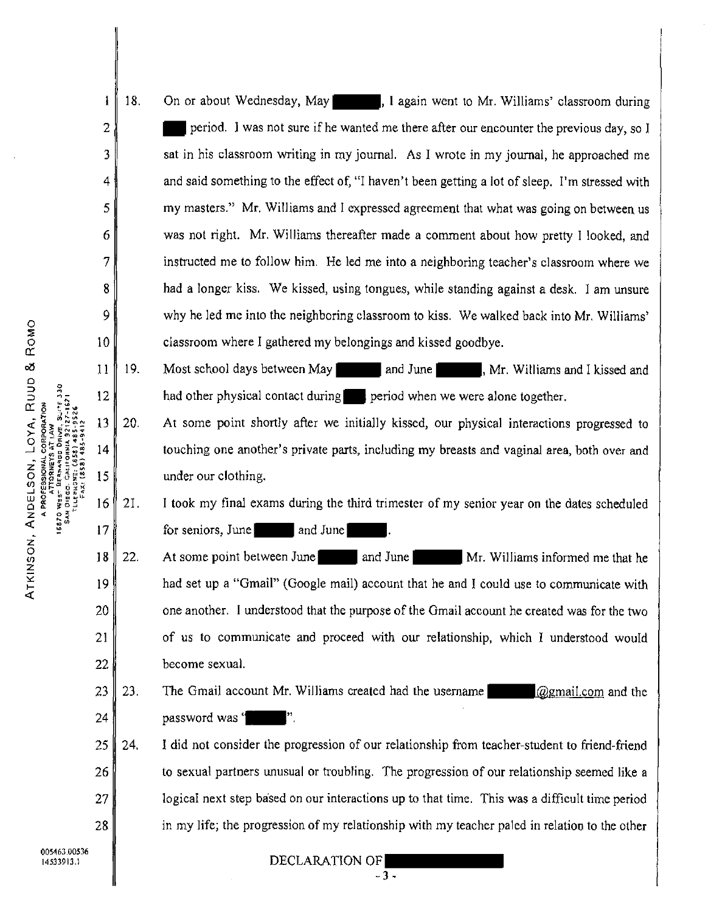18. On or about Wednesday, May ██████, I again went to Mr. Williams' classroom during ███ period. I was not sure if he wanted me there after our encounter the previous day, so I sat in his classroom writing in my journal. As I wrote in my journal, he approached me and said something to the effect of, "I haven't been getting a lot of sleep. I'm stressed with my masters." Mr. Williams and I expressed agreement that what was going on between us was not right. Mr. Williams thereafter made a comment about how pretty I looked, and instructed me to follow him. He led me into a neighboring teacher's classroom where we had a longer kiss. We kissed, using tongues, while standing against a desk. I am unsure why he led me into the neighboring classroom to kiss. We walked back into Mr. Williams' classroom where I gathered my belongings and kissed goodbye.

19. Most school days between May ██████ and June ██████, Mr. Williams and I kissed and had other physical contact during ███ period when we were alone together.

20. At some point shortly after we initially kissed, our physical interactions progressed to touching one another's private parts, including my breasts and vaginal area, both over and under our clothing.

21. I took my final exams during the third trimester of my senior year on the dates scheduled for seniors, June █████ and June █████.

22. At some point between June █████ and June ██████ Mr. Williams informed me that he had set up a "Gmail" (Google mail) account that he and I could use to communicate with one another. I understood that the purpose of the Gmail account he created was for the two of us to communicate and proceed with our relationship, which I understood would become sexual.

23. The Gmail account Mr. Williams created had the username ██████@gmail.com and the password was "█████".

24. I did not consider the progression of our relationship from teacher-student to friend-friend to sexual partners unusual or troubling. The progression of our relationship seemed like a logical next step based on our interactions up to that time. This was a difficult time period in my life; the progression of my relationship with my teacher paled in relation to the other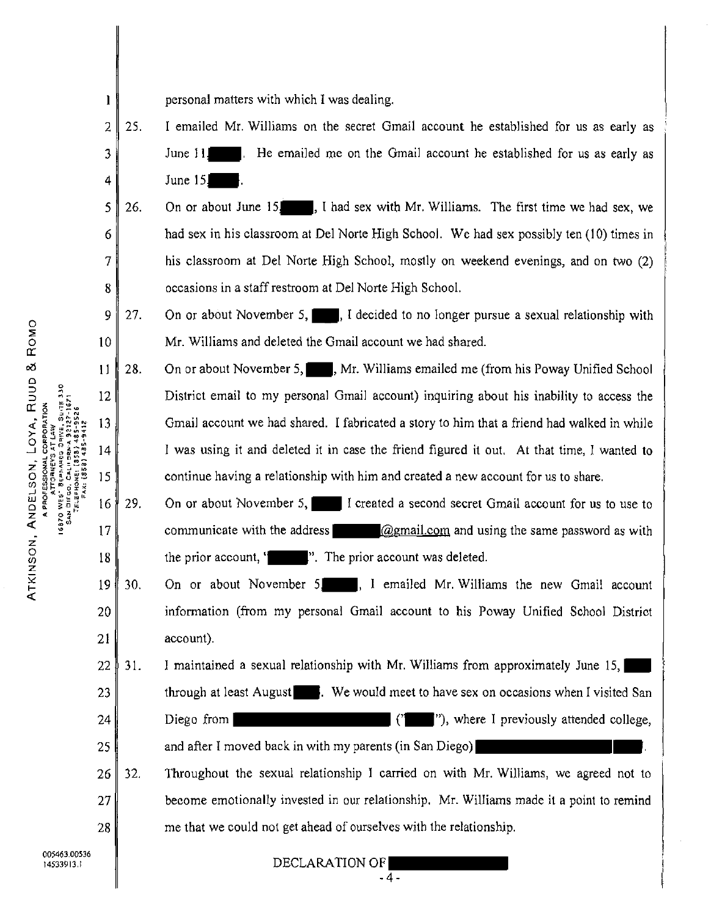personal matters with which I was dealing.

25. I emailed Mr. Williams on the secret Gmail account he established for us as early as June 11[REDACTED]. He emailed me on the Gmail account he established for us as early as June 15[REDACTED].

26. On or about June 15[REDACTED], I had sex with Mr. Williams. The first time we had sex, we had sex in his classroom at Del Norte High School. We had sex possibly ten (10) times in his classroom at Del Norte High School, mostly on weekend evenings, and on two (2) occasions in a staff restroom at Del Norte High School.

27. On or about November 5, [REDACTED], I decided to no longer pursue a sexual relationship with Mr. Williams and deleted the Gmail account we had shared.

28. On or about November 5, [REDACTED], Mr. Williams emailed me (from his Poway Unified School District email to my personal Gmail account) inquiring about his inability to access the Gmail account we had shared. I fabricated a story to him that a friend had walked in while I was using it and deleted it in case the friend figured it out. At that time, I wanted to continue having a relationship with him and created a new account for us to share.

29. On or about November 5, [REDACTED] I created a second secret Gmail account for us to use to communicate with the address [REDACTED]@gmail.com and using the same password as with the prior account, "[REDACTED]". The prior account was deleted.

30. On or about November 5[REDACTED], I emailed Mr. Williams the new Gmail account information (from my personal Gmail account to his Poway Unified School District account).

31. I maintained a sexual relationship with Mr. Williams from approximately June 15, [REDACTED] through at least August [REDACTED]. We would meet to have sex on occasions when I visited San Diego from [REDACTED] ("[REDACTED]"), where I previously attended college, and after I moved back in with my parents (in San Diego) [REDACTED].

32. Throughout the sexual relationship I carried on with Mr. Williams, we agreed not to become emotionally invested in our relationship. Mr. Williams made it a point to remind me that we could not get ahead of ourselves with the relationship.

005463.00536
14533913.1

DECLARATION OF [REDACTED]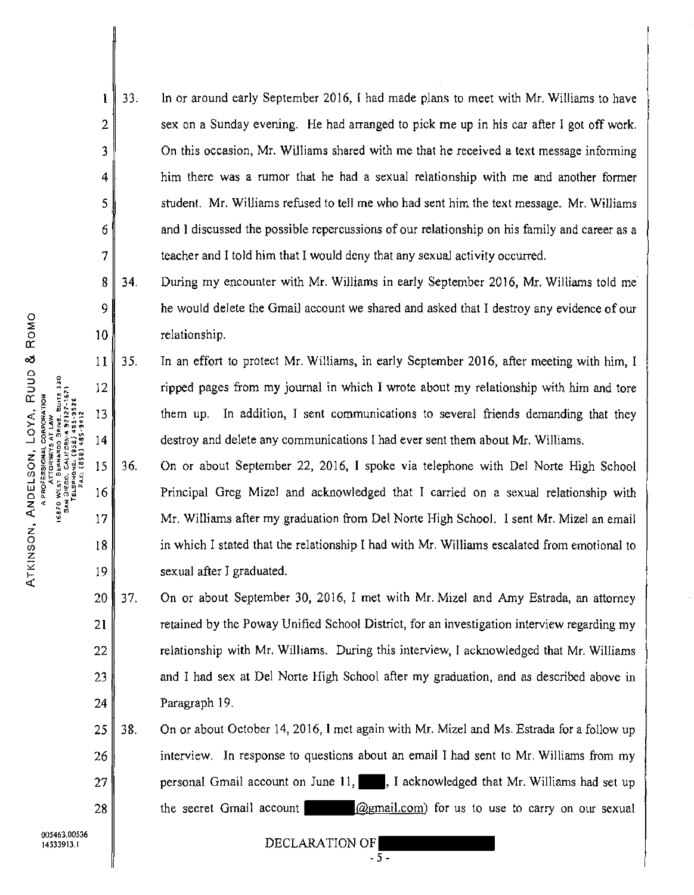33. In or around early September 2016, I had made plans to meet with Mr. Williams to have sex on a Sunday evening. He had arranged to pick me up in his car after I got off work. On this occasion, Mr. Williams shared with me that he received a text message informing him there was a rumor that he had a sexual relationship with me and another former student. Mr. Williams refused to tell me who had sent him the text message. Mr. Williams and I discussed the possible repercussions of our relationship on his family and career as a teacher and I told him that I would deny that any sexual activity occurred.

34. During my encounter with Mr. Williams in early September 2016, Mr. Williams told me he would delete the Gmail account we shared and asked that I destroy any evidence of our relationship.

35. In an effort to protect Mr. Williams, in early September 2016, after meeting with him, I ripped pages from my journal in which I wrote about my relationship with him and tore them up. In addition, I sent communications to several friends demanding that they destroy and delete any communications I had ever sent them about Mr. Williams.

36. On or about September 22, 2016, I spoke via telephone with Del Norte High School Principal Greg Mizel and acknowledged that I carried on a sexual relationship with Mr. Williams after my graduation from Del Norte High School. I sent Mr. Mizel an email in which I stated that the relationship I had with Mr. Williams escalated from emotional to sexual after I graduated.

37. On or about September 30, 2016, I met with Mr. Mizel and Amy Estrada, an attorney retained by the Poway Unified School District, for an investigation interview regarding my relationship with Mr. Williams. During this interview, I acknowledged that Mr. Williams and I had sex at Del Norte High School after my graduation, and as described above in Paragraph 19.

38. On or about October 14, 2016, I met again with Mr. Mizel and Ms. Estrada for a follow up interview. In response to questions about an email I had sent to Mr. Williams from my personal Gmail account on June 11, [REDACTED], I acknowledged that Mr. Williams had set up the secret Gmail account [REDACTED]@gmail.com) for us to use to carry on our sexual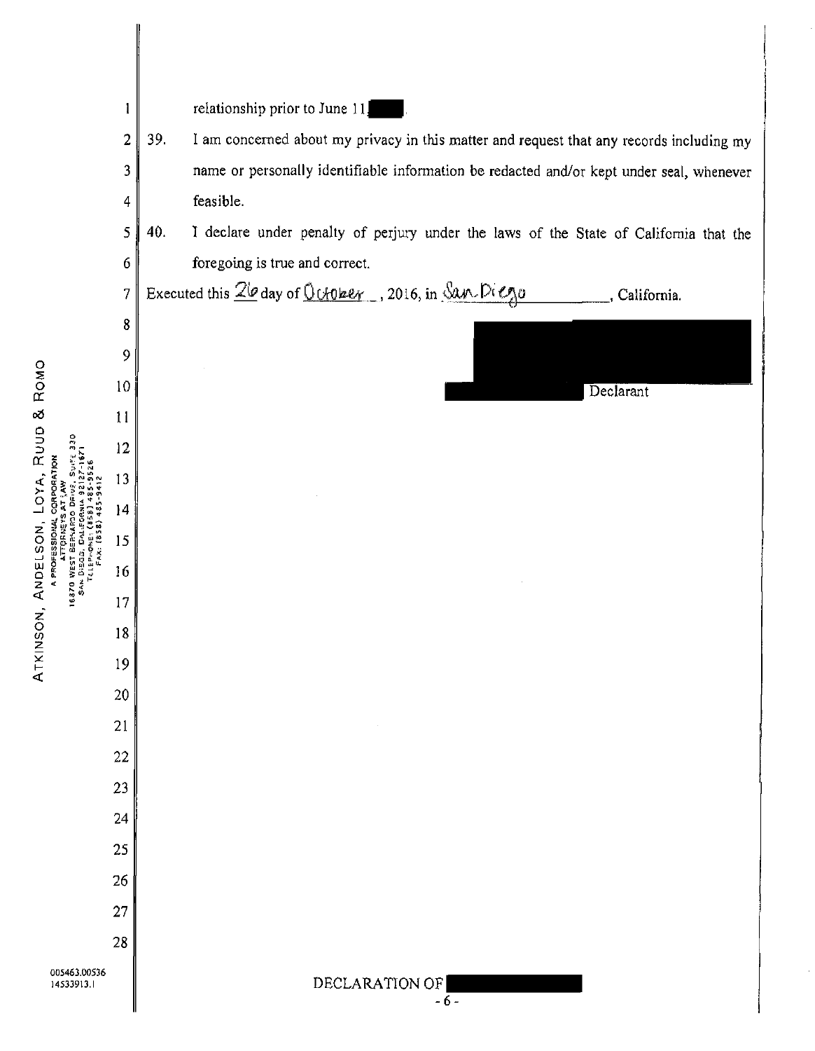relationship prior to June 11, ████.

39. I am concerned about my privacy in this matter and request that any records including my name or personally identifiable information be redacted and/or kept under seal, whenever feasible.

40. I declare under penalty of perjury under the laws of the State of California that the foregoing is true and correct.

Executed this 26 day of October, 2016, in San Diego, California.

████████████████

Declarant

DECLARATION OF ████████